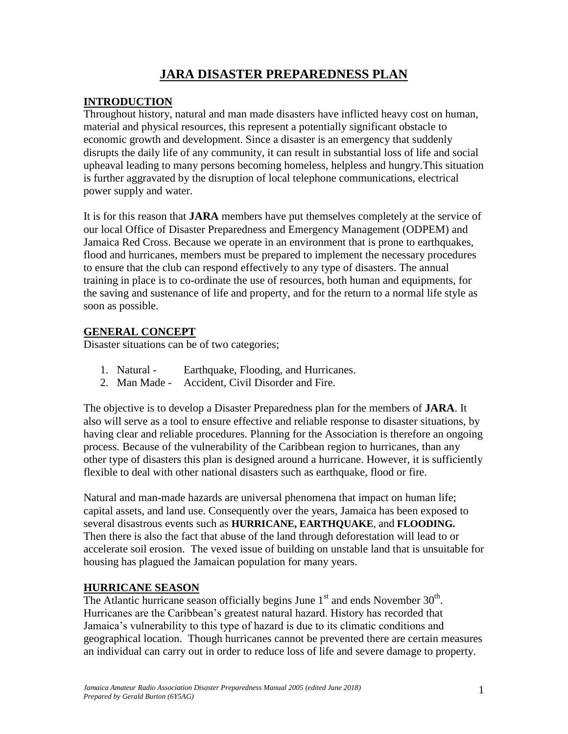# JARA DISASTER PREPAREDNESS PLAN

## INTRODUCTION

Throughout history, natural and man made disasters have inflicted heavy cost on human, material and physical resources, this represent a potentially significant obstacle to economic growth and development. Since a disaster is an emergency that suddenly disrupts the daily life of any community, it can result in substantial loss of life and social upheaval leading to many persons becoming homeless, helpless and hungry.This situation is further aggravated by the disruption of local telephone communications, electrical power supply and water.

It is for this reason that **JARA** members have put themselves completely at the service of our local Office of Disaster Preparedness and Emergency Management (ODPEM) and Jamaica Red Cross. Because we operate in an environment that is prone to earthquakes, flood and hurricanes, members must be prepared to implement the necessary procedures to ensure that the club can respond effectively to any type of disasters. The annual training in place is to co-ordinate the use of resources, both human and equipments, for the saving and sustenance of life and property, and for the return to a normal life style as soon as possible.

## GENERAL CONCEPT

Disaster situations can be of two categories;

1. Natural - Earthquake, Flooding, and Hurricanes.
2. Man Made - Accident, Civil Disorder and Fire.

The objective is to develop a Disaster Preparedness plan for the members of **JARA**. It also will serve as a tool to ensure effective and reliable response to disaster situations, by having clear and reliable procedures. Planning for the Association is therefore an ongoing process. Because of the vulnerability of the Caribbean region to hurricanes, than any other type of disasters this plan is designed around a hurricane. However, it is sufficiently flexible to deal with other national disasters such as earthquake, flood or fire.

Natural and man-made hazards are universal phenomena that impact on human life; capital assets, and land use. Consequently over the years, Jamaica has been exposed to several disastrous events such as **HURRICANE, EARTHQUAKE**, and **FLOODING.** Then there is also the fact that abuse of the land through deforestation will lead to or accelerate soil erosion. The vexed issue of building on unstable land that is unsuitable for housing has plagued the Jamaican population for many years.

## HURRICANE SEASON

The Atlantic hurricane season officially begins June 1st and ends November 30th. Hurricanes are the Caribbean's greatest natural hazard. History has recorded that Jamaica's vulnerability to this type of hazard is due to its climatic conditions and geographical location. Though hurricanes cannot be prevented there are certain measures an individual can carry out in order to reduce loss of life and severe damage to property.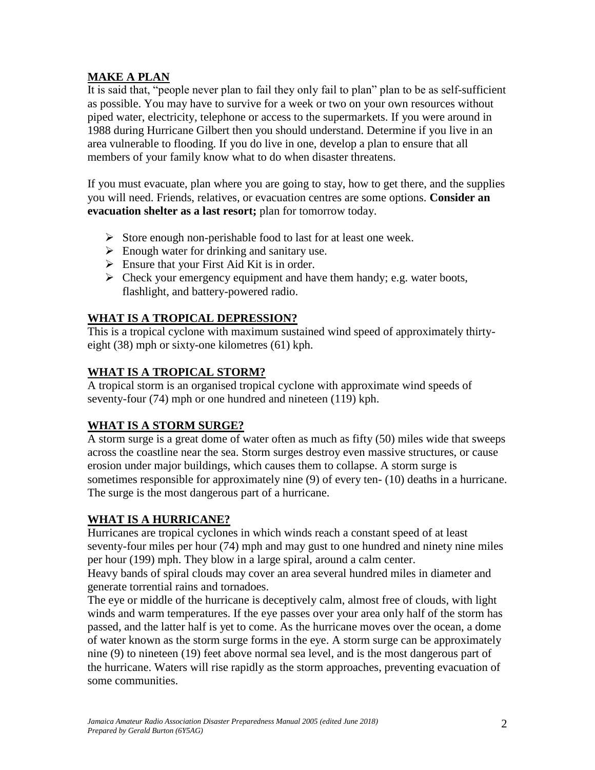## MAKE A PLAN

It is said that, "people never plan to fail they only fail to plan" plan to be as self-sufficient as possible. You may have to survive for a week or two on your own resources without piped water, electricity, telephone or access to the supermarkets. If you were around in 1988 during Hurricane Gilbert then you should understand. Determine if you live in an area vulnerable to flooding. If you do live in one, develop a plan to ensure that all members of your family know what to do when disaster threatens.

If you must evacuate, plan where you are going to stay, how to get there, and the supplies you will need. Friends, relatives, or evacuation centres are some options. **Consider an evacuation shelter as a last resort;** plan for tomorrow today.

- Store enough non-perishable food to last for at least one week.
- Enough water for drinking and sanitary use.
- Ensure that your First Aid Kit is in order.
- Check your emergency equipment and have them handy; e.g. water boots, flashlight, and battery-powered radio.

## WHAT IS A TROPICAL DEPRESSION?

This is a tropical cyclone with maximum sustained wind speed of approximately thirty-eight (38) mph or sixty-one kilometres (61) kph.

## WHAT IS A TROPICAL STORM?

A tropical storm is an organised tropical cyclone with approximate wind speeds of seventy-four (74) mph or one hundred and nineteen (119) kph.

## WHAT IS A STORM SURGE?

A storm surge is a great dome of water often as much as fifty (50) miles wide that sweeps across the coastline near the sea. Storm surges destroy even massive structures, or cause erosion under major buildings, which causes them to collapse. A storm surge is sometimes responsible for approximately nine (9) of every ten- (10) deaths in a hurricane. The surge is the most dangerous part of a hurricane.

## WHAT IS A HURRICANE?

Hurricanes are tropical cyclones in which winds reach a constant speed of at least seventy-four miles per hour (74) mph and may gust to one hundred and ninety nine miles per hour (199) mph. They blow in a large spiral, around a calm center.
Heavy bands of spiral clouds may cover an area several hundred miles in diameter and generate torrential rains and tornadoes.
The eye or middle of the hurricane is deceptively calm, almost free of clouds, with light winds and warm temperatures. If the eye passes over your area only half of the storm has passed, and the latter half is yet to come. As the hurricane moves over the ocean, a dome of water known as the storm surge forms in the eye. A storm surge can be approximately nine (9) to nineteen (19) feet above normal sea level, and is the most dangerous part of the hurricane. Waters will rise rapidly as the storm approaches, preventing evacuation of some communities.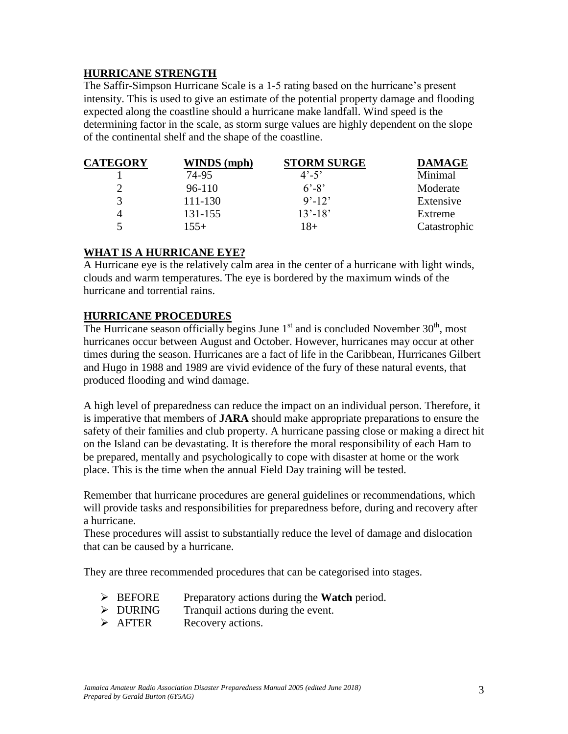## HURRICANE STRENGTH

The Saffir-Simpson Hurricane Scale is a 1-5 rating based on the hurricane's present intensity. This is used to give an estimate of the potential property damage and flooding expected along the coastline should a hurricane make landfall. Wind speed is the determining factor in the scale, as storm surge values are highly dependent on the slope of the continental shelf and the shape of the coastline.

| CATEGORY | WINDS (mph) | STORM SURGE | DAMAGE |
|---|---|---|---|
| 1 | 74-95 | 4'-5' | Minimal |
| 2 | 96-110 | 6'-8' | Moderate |
| 3 | 111-130 | 9'-12' | Extensive |
| 4 | 131-155 | 13'-18' | Extreme |
| 5 | 155+ | 18+ | Catastrophic |

## WHAT IS A HURRICANE EYE?

A Hurricane eye is the relatively calm area in the center of a hurricane with light winds, clouds and warm temperatures. The eye is bordered by the maximum winds of the hurricane and torrential rains.

## HURRICANE PROCEDURES

The Hurricane season officially begins June 1st and is concluded November 30th, most hurricanes occur between August and October. However, hurricanes may occur at other times during the season. Hurricanes are a fact of life in the Caribbean, Hurricanes Gilbert and Hugo in 1988 and 1989 are vivid evidence of the fury of these natural events, that produced flooding and wind damage.

A high level of preparedness can reduce the impact on an individual person. Therefore, it is imperative that members of **JARA** should make appropriate preparations to ensure the safety of their families and club property. A hurricane passing close or making a direct hit on the Island can be devastating. It is therefore the moral responsibility of each Ham to be prepared, mentally and psychologically to cope with disaster at home or the work place. This is the time when the annual Field Day training will be tested.

Remember that hurricane procedures are general guidelines or recommendations, which will provide tasks and responsibilities for preparedness before, during and recovery after a hurricane.
These procedures will assist to substantially reduce the level of damage and dislocation that can be caused by a hurricane.

They are three recommended procedures that can be categorised into stages.

- BEFORE — Preparatory actions during the **Watch** period.
- DURING — Tranquil actions during the event.
- AFTER — Recovery actions.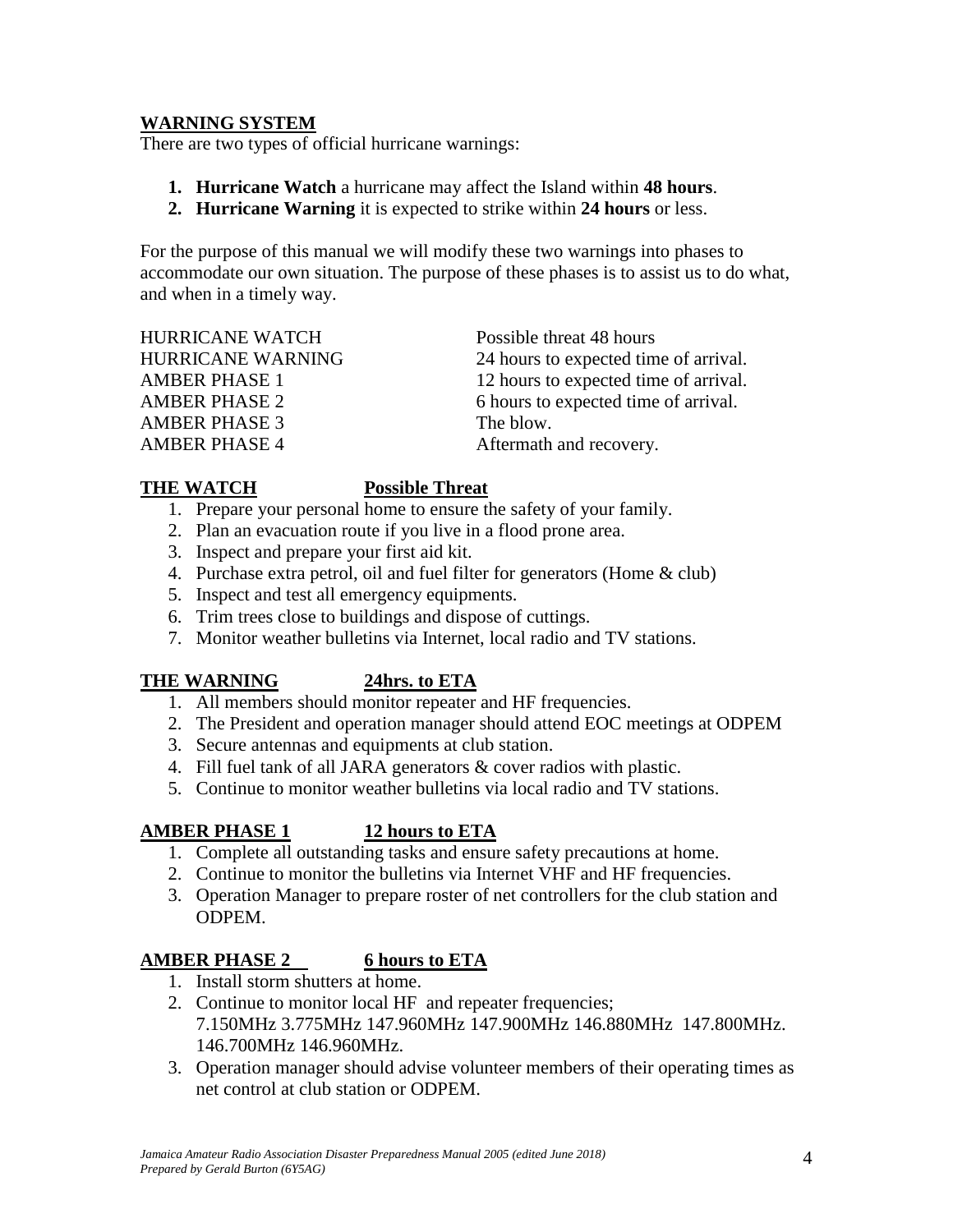## WARNING SYSTEM

There are two types of official hurricane warnings:

1. **Hurricane Watch** a hurricane may affect the Island within **48 hours**.
2. **Hurricane Warning** it is expected to strike within **24 hours** or less.

For the purpose of this manual we will modify these two warnings into phases to accommodate our own situation. The purpose of these phases is to assist us to do what, and when in a timely way.

| | |
|---|---|
| HURRICANE WATCH | Possible threat 48 hours |
| HURRICANE WARNING | 24 hours to expected time of arrival. |
| AMBER PHASE 1 | 12 hours to expected time of arrival. |
| AMBER PHASE 2 | 6 hours to expected time of arrival. |
| AMBER PHASE 3 | The blow. |
| AMBER PHASE 4 | Aftermath and recovery. |

### THE WATCH — Possible Threat

1. Prepare your personal home to ensure the safety of your family.
2. Plan an evacuation route if you live in a flood prone area.
3. Inspect and prepare your first aid kit.
4. Purchase extra petrol, oil and fuel filter for generators (Home & club)
5. Inspect and test all emergency equipments.
6. Trim trees close to buildings and dispose of cuttings.
7. Monitor weather bulletins via Internet, local radio and TV stations.

### THE WARNING — 24hrs. to ETA

1. All members should monitor repeater and HF frequencies.
2. The President and operation manager should attend EOC meetings at ODPEM
3. Secure antennas and equipments at club station.
4. Fill fuel tank of all JARA generators & cover radios with plastic.
5. Continue to monitor weather bulletins via local radio and TV stations.

### AMBER PHASE 1 — 12 hours to ETA

1. Complete all outstanding tasks and ensure safety precautions at home.
2. Continue to monitor the bulletins via Internet VHF and HF frequencies.
3. Operation Manager to prepare roster of net controllers for the club station and ODPEM.

### AMBER PHASE 2 — 6 hours to ETA

1. Install storm shutters at home.
2. Continue to monitor local HF and repeater frequencies; 7.150MHz 3.775MHz 147.960MHz 147.900MHz 146.880MHz 147.800MHz. 146.700MHz 146.960MHz.
3. Operation manager should advise volunteer members of their operating times as net control at club station or ODPEM.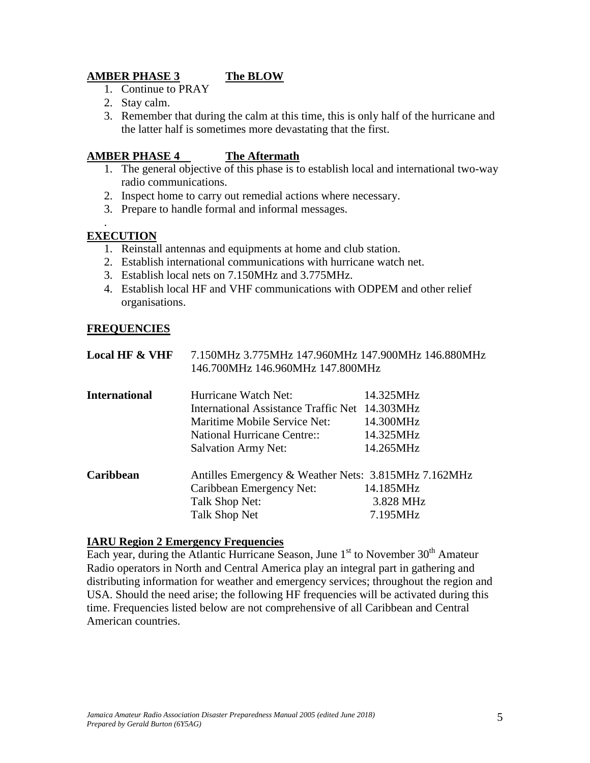**AMBER PHASE 3 The BLOW**

1. Continue to PRAY
2. Stay calm.
3. Remember that during the calm at this time, this is only half of the hurricane and the latter half is sometimes more devastating that the first.

**AMBER PHASE 4 The Aftermath**

1. The general objective of this phase is to establish local and international two-way radio communications.
2. Inspect home to carry out remedial actions where necessary.
3. Prepare to handle formal and informal messages.

.

**EXECUTION**

1. Reinstall antennas and equipments at home and club station.
2. Establish international communications with hurricane watch net.
3. Establish local nets on 7.150MHz and 3.775MHz.
4. Establish local HF and VHF communications with ODPEM and other relief organisations.

**FREQUENCIES**

| | | |
|---|---|---|
| **Local HF & VHF** | 7.150MHz 3.775MHz 147.960MHz 147.900MHz 146.880MHz 146.700MHz 146.960MHz 147.800MHz | |
| **International** | Hurricane Watch Net: | 14.325MHz |
| | International Assistance Traffic Net | 14.303MHz |
| | Maritime Mobile Service Net: | 14.300MHz |
| | National Hurricane Centre:: | 14.325MHz |
| | Salvation Army Net: | 14.265MHz |
| **Caribbean** | Antilles Emergency & Weather Nets: | 3.815MHz 7.162MHz |
| | Caribbean Emergency Net: | 14.185MHz |
| | Talk Shop Net: | 3.828 MHz |
| | Talk Shop Net | 7.195MHz |

**IARU Region 2 Emergency Frequencies**

Each year, during the Atlantic Hurricane Season, June 1st to November 30th Amateur Radio operators in North and Central America play an integral part in gathering and distributing information for weather and emergency services; throughout the region and USA. Should the need arise; the following HF frequencies will be activated during this time. Frequencies listed below are not comprehensive of all Caribbean and Central American countries.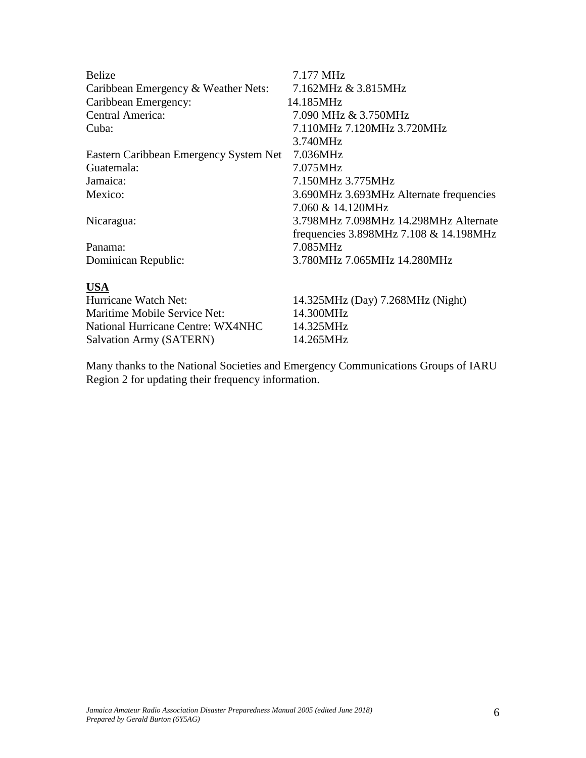| | |
|---|---|
| Belize | 7.177 MHz |
| Caribbean Emergency & Weather Nets: | 7.162MHz & 3.815MHz |
| Caribbean Emergency: | 14.185MHz |
| Central America: | 7.090 MHz & 3.750MHz |
| Cuba: | 7.110MHz 7.120MHz 3.720MHz 3.740MHz |
| Eastern Caribbean Emergency System Net | 7.036MHz |
| Guatemala: | 7.075MHz |
| Jamaica: | 7.150MHz 3.775MHz |
| Mexico: | 3.690MHz 3.693MHz Alternate frequencies 7.060 & 14.120MHz |
| Nicaragua: | 3.798MHz 7.098MHz 14.298MHz Alternate frequencies 3.898MHz 7.108 & 14.198MHz |
| Panama: | 7.085MHz |
| Dominican Republic: | 3.780MHz 7.065MHz 14.280MHz |

**USA**

| | |
|---|---|
| Hurricane Watch Net: | 14.325MHz (Day) 7.268MHz (Night) |
| Maritime Mobile Service Net: | 14.300MHz |
| National Hurricane Centre: WX4NHC | 14.325MHz |
| Salvation Army (SATERN) | 14.265MHz |

Many thanks to the National Societies and Emergency Communications Groups of IARU Region 2 for updating their frequency information.